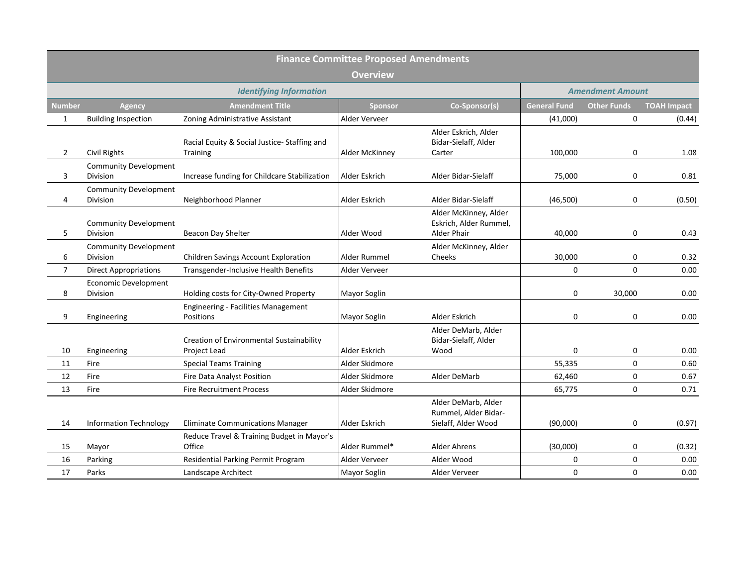| Finance Committee Proposed Amendments Overview | | | | | | | |
|---|---|---|---|---|---|---|---|
| *Identifying Information* | | | | | *Amendment Amount* | | |
| **Number** | **Agency** | **Amendment Title** | **Sponsor** | **Co-Sponsor(s)** | **General Fund** | **Other Funds** | **TOAH Impact** |
| 1 | Building Inspection | Zoning Administrative Assistant | Alder Verveer | | (41,000) | 0 | (0.44) |
| 2 | Civil Rights | Racial Equity & Social Justice- Staffing and Training | Alder McKinney | Alder Eskrich, Alder Bidar-Sielaff, Alder Carter | 100,000 | 0 | 1.08 |
| 3 | Community Development Division | Increase funding for Childcare Stabilization | Alder Eskrich | Alder Bidar-Sielaff | 75,000 | 0 | 0.81 |
| 4 | Community Development Division | Neighborhood Planner | Alder Eskrich | Alder Bidar-Sielaff | (46,500) | 0 | (0.50) |
| 5 | Community Development Division | Beacon Day Shelter | Alder Wood | Alder McKinney, Alder Eskrich, Alder Rummel, Alder Phair | 40,000 | 0 | 0.43 |
| 6 | Community Development Division | Children Savings Account Exploration | Alder Rummel | Alder McKinney, Alder Cheeks | 30,000 | 0 | 0.32 |
| 7 | Direct Appropriations | Transgender-Inclusive Health Benefits | Alder Verveer | | 0 | 0 | 0.00 |
| 8 | Economic Development Division | Holding costs for City-Owned Property | Mayor Soglin | | 0 | 30,000 | 0.00 |
| 9 | Engineering | Engineering - Facilities Management Positions | Mayor Soglin | Alder Eskrich | 0 | 0 | 0.00 |
| 10 | Engineering | Creation of Environmental Sustainability Project Lead | Alder Eskrich | Alder DeMarb, Alder Bidar-Sielaff, Alder Wood | 0 | 0 | 0.00 |
| 11 | Fire | Special Teams Training | Alder Skidmore | | 55,335 | 0 | 0.60 |
| 12 | Fire | Fire Data Analyst Position | Alder Skidmore | Alder DeMarb | 62,460 | 0 | 0.67 |
| 13 | Fire | Fire Recruitment Process | Alder Skidmore | | 65,775 | 0 | 0.71 |
| 14 | Information Technology | Eliminate Communications Manager | Alder Eskrich | Alder DeMarb, Alder Rummel, Alder Bidar-Sielaff, Alder Wood | (90,000) | 0 | (0.97) |
| 15 | Mayor | Reduce Travel & Training Budget in Mayor's Office | Alder Rummel* | Alder Ahrens | (30,000) | 0 | (0.32) |
| 16 | Parking | Residential Parking Permit Program | Alder Verveer | Alder Wood | 0 | 0 | 0.00 |
| 17 | Parks | Landscape Architect | Mayor Soglin | Alder Verveer | 0 | 0 | 0.00 |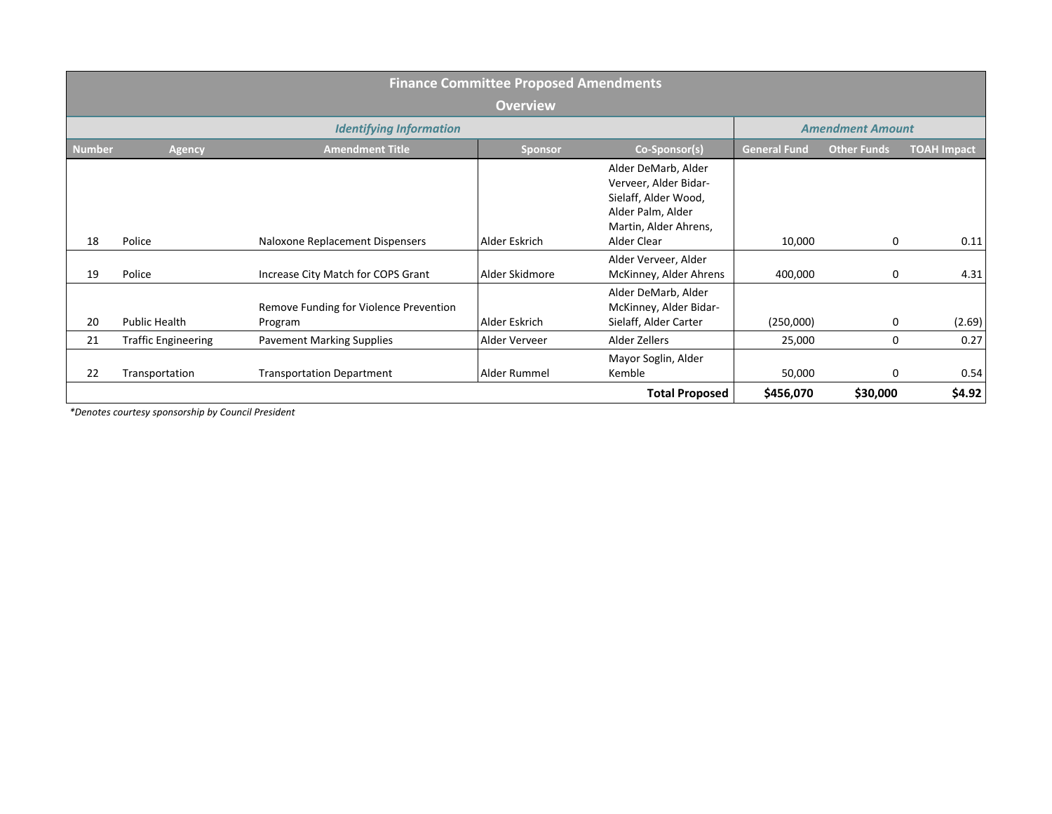| Finance Committee Proposed Amendments Overview | | | | | | | |
|---|---|---|---|---|---|---|---|
| *Identifying Information* | | | | | *Amendment Amount* | | |
| **Number** | **Agency** | **Amendment Title** | **Sponsor** | **Co-Sponsor(s)** | **General Fund** | **Other Funds** | **TOAH Impact** |
| 18 | Police | Naloxone Replacement Dispensers | Alder Eskrich | Alder DeMarb, Alder Verveer, Alder Bidar-Sielaff, Alder Wood, Alder Palm, Alder Martin, Alder Ahrens, Alder Clear | 10,000 | 0 | 0.11 |
| 19 | Police | Increase City Match for COPS Grant | Alder Skidmore | Alder Verveer, Alder McKinney, Alder Ahrens | 400,000 | 0 | 4.31 |
| 20 | Public Health | Remove Funding for Violence Prevention Program | Alder Eskrich | Alder DeMarb, Alder McKinney, Alder Bidar-Sielaff, Alder Carter | (250,000) | 0 | (2.69) |
| 21 | Traffic Engineering | Pavement Marking Supplies | Alder Verveer | Alder Zellers | 25,000 | 0 | 0.27 |
| 22 | Transportation | Transportation Department | Alder Rummel | Mayor Soglin, Alder Kemble | 50,000 | 0 | 0.54 |
| | | | | **Total Proposed** | **$456,070** | **$30,000** | **$4.92** |

*\*Denotes courtesy sponsorship by Council President*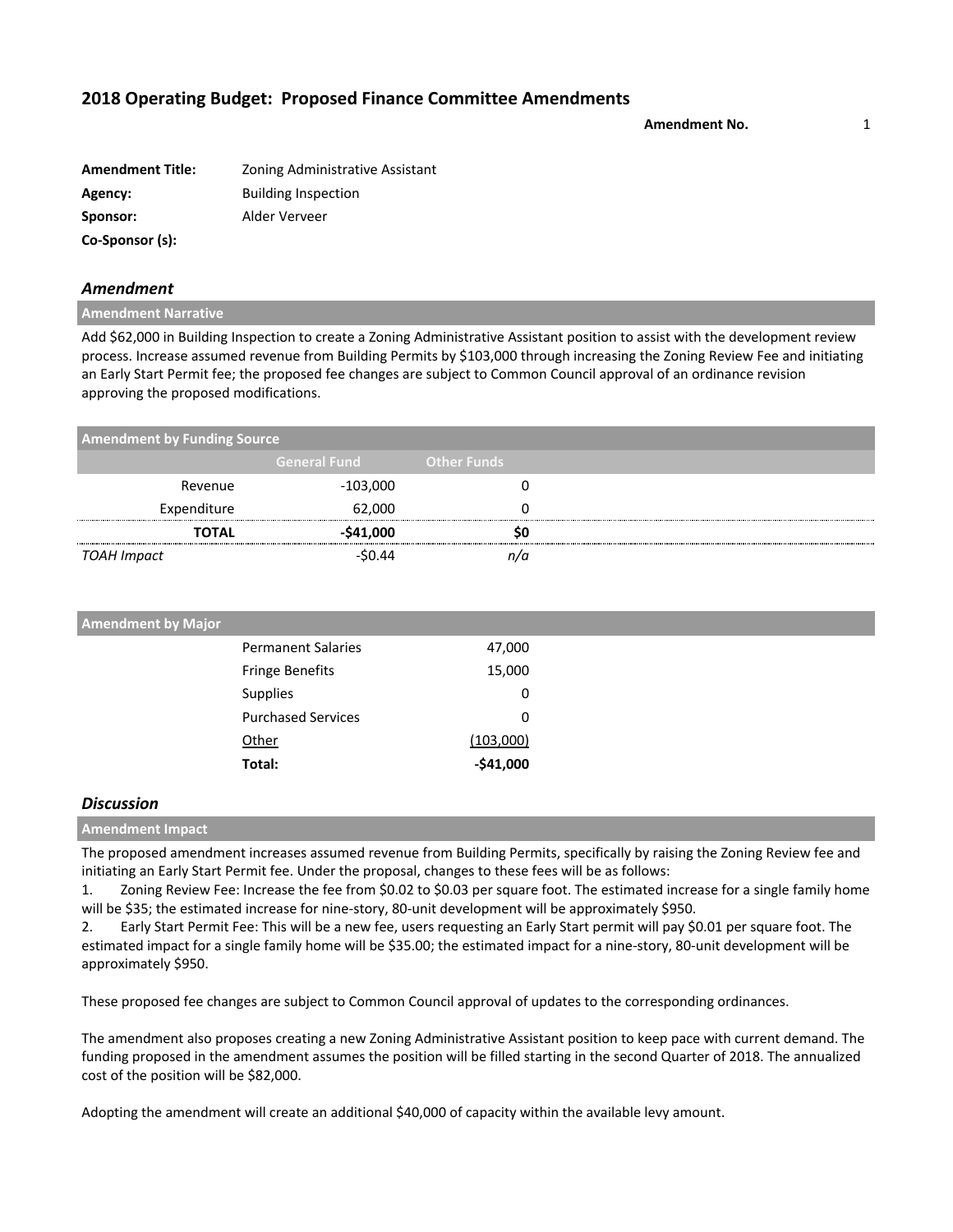## 2018 Operating Budget: Proposed Finance Committee Amendments

**Amendment No.** 1

| | |
|---|---|
| **Amendment Title:** | Zoning Administrative Assistant |
| **Agency:** | Building Inspection |
| **Sponsor:** | Alder Verveer |
| **Co-Sponsor (s):** | |

### *Amendment*

**Amendment Narrative**

Add $62,000 in Building Inspection to create a Zoning Administrative Assistant position to assist with the development review process. Increase assumed revenue from Building Permits by $103,000 through increasing the Zoning Review Fee and initiating an Early Start Permit fee; the proposed fee changes are subject to Common Council approval of an ordinance revision approving the proposed modifications.

**Amendment by Funding Source**

| | General Fund | Other Funds |
|---|---|---|
| Revenue | -103,000 | 0 |
| Expenditure | 62,000 | 0 |
| **TOTAL** | **-$41,000** | **$0** |
| *TOAH Impact* | -$0.44 | *n/a* |

**Amendment by Major**

| | |
|---|---|
| Permanent Salaries | 47,000 |
| Fringe Benefits | 15,000 |
| Supplies | 0 |
| Purchased Services | 0 |
| Other | (103,000) |
| **Total:** | **-$41,000** |

### *Discussion*

**Amendment Impact**

The proposed amendment increases assumed revenue from Building Permits, specifically by raising the Zoning Review fee and initiating an Early Start Permit fee. Under the proposal, changes to these fees will be as follows:

1. Zoning Review Fee: Increase the fee from $0.02 to $0.03 per square foot. The estimated increase for a single family home will be $35; the estimated increase for nine-story, 80-unit development will be approximately $950.
2. Early Start Permit Fee: This will be a new fee, users requesting an Early Start permit will pay $0.01 per square foot. The estimated impact for a single family home will be $35.00; the estimated impact for a nine-story, 80-unit development will be approximately $950.

These proposed fee changes are subject to Common Council approval of updates to the corresponding ordinances.

The amendment also proposes creating a new Zoning Administrative Assistant position to keep pace with current demand. The funding proposed in the amendment assumes the position will be filled starting in the second Quarter of 2018. The annualized cost of the position will be $82,000.

Adopting the amendment will create an additional $40,000 of capacity within the available levy amount.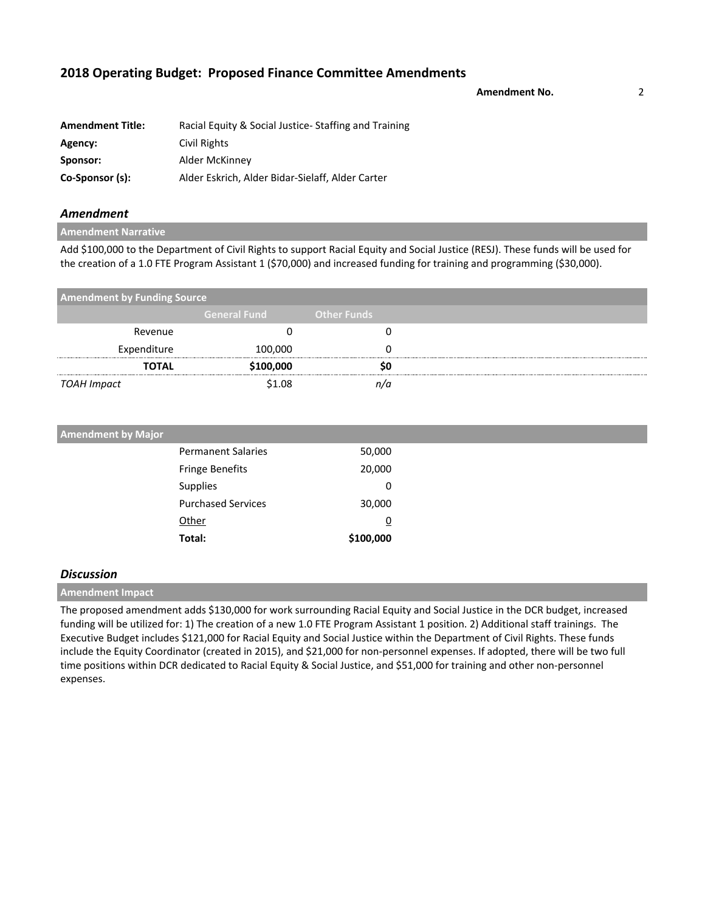## 2018 Operating Budget: Proposed Finance Committee Amendments

**Amendment No.** 2

| | |
|---|---|
| **Amendment Title:** | Racial Equity & Social Justice- Staffing and Training |
| **Agency:** | Civil Rights |
| **Sponsor:** | Alder McKinney |
| **Co-Sponsor (s):** | Alder Eskrich, Alder Bidar-Sielaff, Alder Carter |

### *Amendment*

**Amendment Narrative**

Add $100,000 to the Department of Civil Rights to support Racial Equity and Social Justice (RESJ). These funds will be used for the creation of a 1.0 FTE Program Assistant 1 ($70,000) and increased funding for training and programming ($30,000).

**Amendment by Funding Source**

| | General Fund | Other Funds |
|---|---|---|
| Revenue | 0 | 0 |
| Expenditure | 100,000 | 0 |
| **TOTAL** | **$100,000** | **$0** |
| *TOAH Impact* | $1.08 | *n/a* |

**Amendment by Major**

| | |
|---|---|
| Permanent Salaries | 50,000 |
| Fringe Benefits | 20,000 |
| Supplies | 0 |
| Purchased Services | 30,000 |
| Other | 0 |
| **Total:** | **$100,000** |

### *Discussion*

**Amendment Impact**

The proposed amendment adds $130,000 for work surrounding Racial Equity and Social Justice in the DCR budget, increased funding will be utilized for: 1) The creation of a new 1.0 FTE Program Assistant 1 position. 2) Additional staff trainings. The Executive Budget includes $121,000 for Racial Equity and Social Justice within the Department of Civil Rights. These funds include the Equity Coordinator (created in 2015), and $21,000 for non-personnel expenses. If adopted, there will be two full time positions within DCR dedicated to Racial Equity & Social Justice, and $51,000 for training and other non-personnel expenses.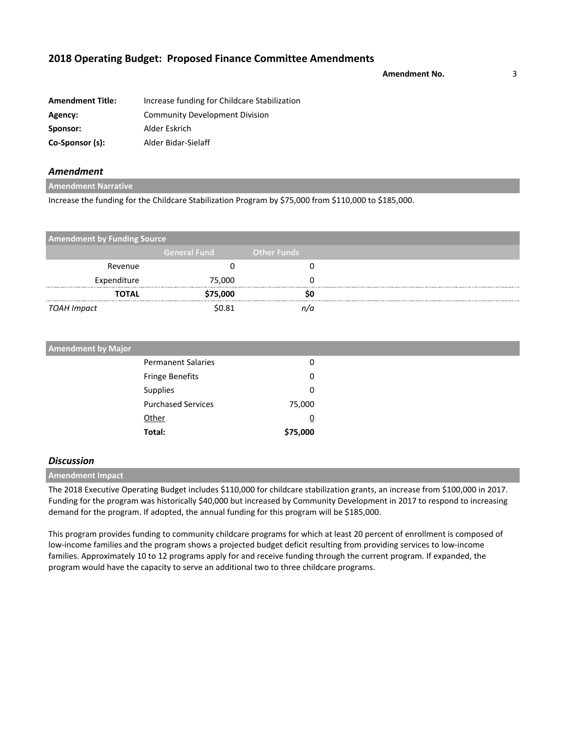## 2018 Operating Budget: Proposed Finance Committee Amendments

**Amendment No.** 3

| | |
|---|---|
| **Amendment Title:** | Increase funding for Childcare Stabilization |
| **Agency:** | Community Development Division |
| **Sponsor:** | Alder Eskrich |
| **Co-Sponsor (s):** | Alder Bidar-Sielaff |

### *Amendment*

**Amendment Narrative**

Increase the funding for the Childcare Stabilization Program by $75,000 from $110,000 to $185,000.

**Amendment by Funding Source**

| | General Fund | Other Funds |
|---|---|---|
| Revenue | 0 | 0 |
| Expenditure | 75,000 | 0 |
| **TOTAL** | **$75,000** | **$0** |
| *TOAH Impact* | $0.81 | *n/a* |

**Amendment by Major**

| | |
|---|---|
| Permanent Salaries | 0 |
| Fringe Benefits | 0 |
| Supplies | 0 |
| Purchased Services | 75,000 |
| Other | 0 |
| **Total:** | **$75,000** |

### *Discussion*

**Amendment Impact**

The 2018 Executive Operating Budget includes $110,000 for childcare stabilization grants, an increase from $100,000 in 2017. Funding for the program was historically $40,000 but increased by Community Development in 2017 to respond to increasing demand for the program. If adopted, the annual funding for this program will be $185,000.

This program provides funding to community childcare programs for which at least 20 percent of enrollment is composed of low-income families and the program shows a projected budget deficit resulting from providing services to low-income families. Approximately 10 to 12 programs apply for and receive funding through the current program. If expanded, the program would have the capacity to serve an additional two to three childcare programs.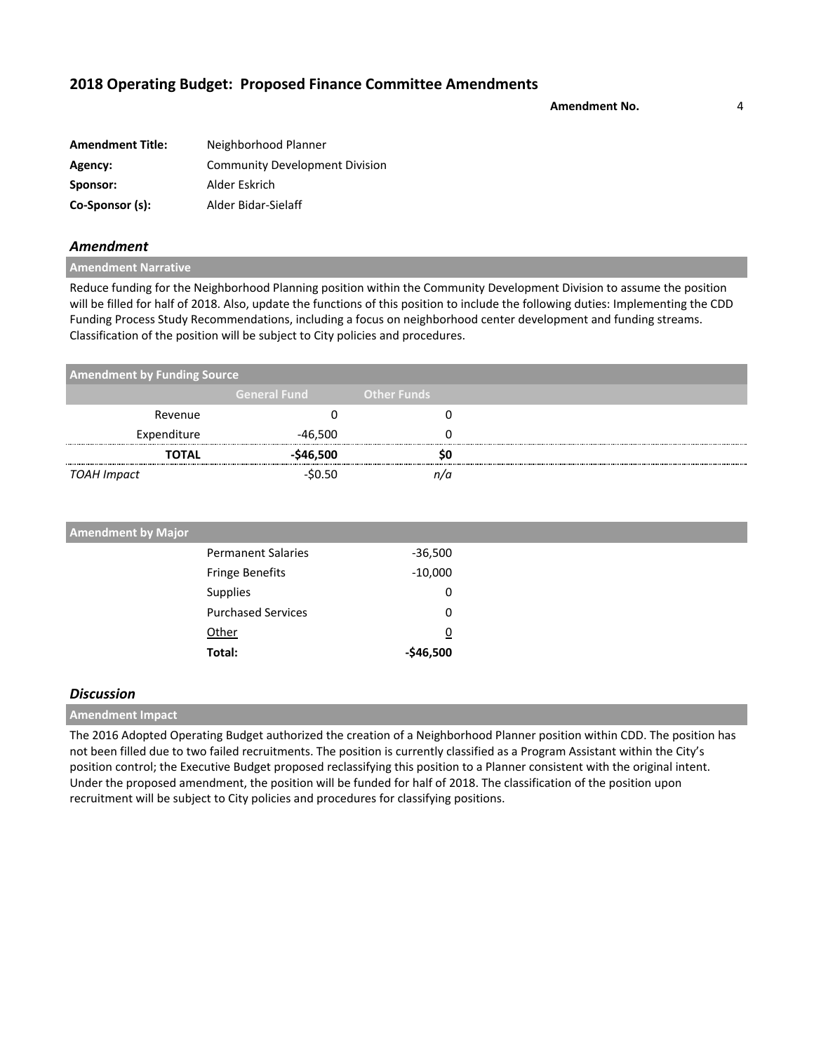## 2018 Operating Budget: Proposed Finance Committee Amendments

**Amendment No.** 4

| | |
|---|---|
| **Amendment Title:** | Neighborhood Planner |
| **Agency:** | Community Development Division |
| **Sponsor:** | Alder Eskrich |
| **Co-Sponsor (s):** | Alder Bidar-Sielaff |

### *Amendment*

**Amendment Narrative**

Reduce funding for the Neighborhood Planning position within the Community Development Division to assume the position will be filled for half of 2018. Also, update the functions of this position to include the following duties: Implementing the CDD Funding Process Study Recommendations, including a focus on neighborhood center development and funding streams. Classification of the position will be subject to City policies and procedures.

**Amendment by Funding Source**

| | General Fund | Other Funds |
|---|---|---|
| Revenue | 0 | 0 |
| Expenditure | -46,500 | 0 |
| **TOTAL** | **-$46,500** | **$0** |
| *TOAH Impact* | -$0.50 | *n/a* |

**Amendment by Major**

| | |
|---|---|
| Permanent Salaries | -36,500 |
| Fringe Benefits | -10,000 |
| Supplies | 0 |
| Purchased Services | 0 |
| Other | 0 |
| **Total:** | **-$46,500** |

### *Discussion*

**Amendment Impact**

The 2016 Adopted Operating Budget authorized the creation of a Neighborhood Planner position within CDD. The position has not been filled due to two failed recruitments. The position is currently classified as a Program Assistant within the City's position control; the Executive Budget proposed reclassifying this position to a Planner consistent with the original intent. Under the proposed amendment, the position will be funded for half of 2018. The classification of the position upon recruitment will be subject to City policies and procedures for classifying positions.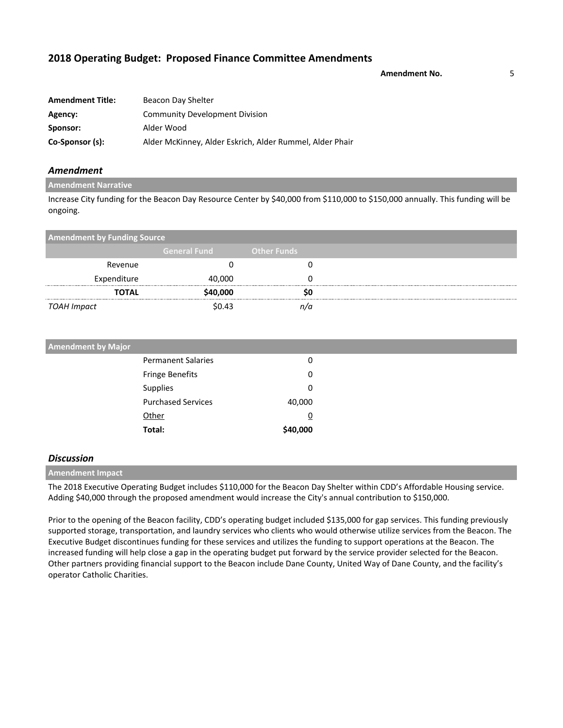## 2018 Operating Budget: Proposed Finance Committee Amendments

**Amendment No.** 5

| | |
|---|---|
| **Amendment Title:** | Beacon Day Shelter |
| **Agency:** | Community Development Division |
| **Sponsor:** | Alder Wood |
| **Co-Sponsor (s):** | Alder McKinney, Alder Eskrich, Alder Rummel, Alder Phair |

### *Amendment*

**Amendment Narrative**

Increase City funding for the Beacon Day Resource Center by $40,000 from $110,000 to $150,000 annually. This funding will be ongoing.

**Amendment by Funding Source**

| | General Fund | Other Funds |
|---|---|---|
| Revenue | 0 | 0 |
| Expenditure | 40,000 | 0 |
| **TOTAL** | **$40,000** | **$0** |
| *TOAH Impact* | $0.43 | *n/a* |

**Amendment by Major**

| | |
|---|---|
| Permanent Salaries | 0 |
| Fringe Benefits | 0 |
| Supplies | 0 |
| Purchased Services | 40,000 |
| Other | 0 |
| **Total:** | **$40,000** |

### *Discussion*

**Amendment Impact**

The 2018 Executive Operating Budget includes $110,000 for the Beacon Day Shelter within CDD's Affordable Housing service. Adding $40,000 through the proposed amendment would increase the City's annual contribution to $150,000.

Prior to the opening of the Beacon facility, CDD's operating budget included $135,000 for gap services. This funding previously supported storage, transportation, and laundry services who clients who would otherwise utilize services from the Beacon. The Executive Budget discontinues funding for these services and utilizes the funding to support operations at the Beacon. The increased funding will help close a gap in the operating budget put forward by the service provider selected for the Beacon. Other partners providing financial support to the Beacon include Dane County, United Way of Dane County, and the facility's operator Catholic Charities.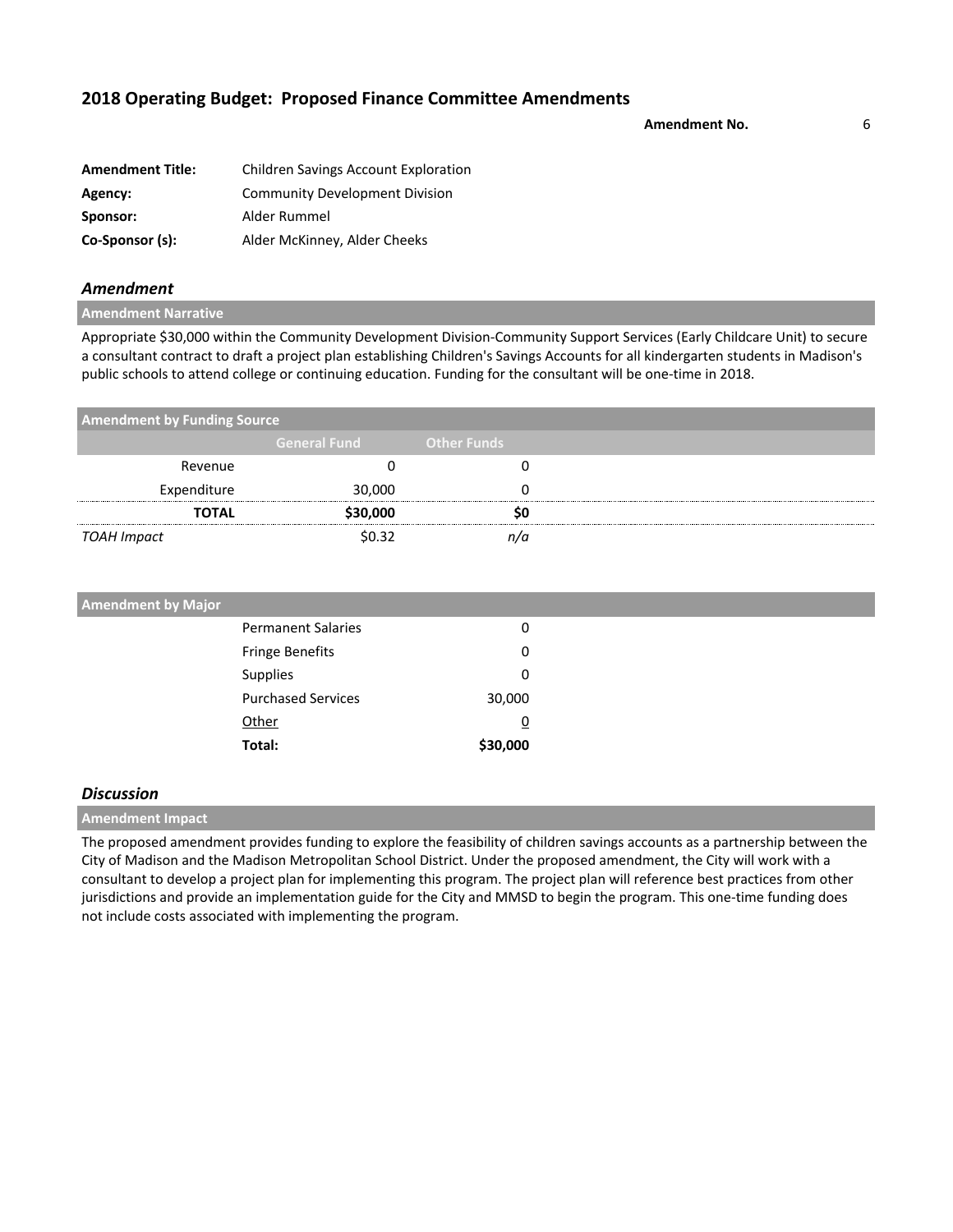## 2018 Operating Budget: Proposed Finance Committee Amendments

**Amendment No.** 6

| | |
|---|---|
| **Amendment Title:** | Children Savings Account Exploration |
| **Agency:** | Community Development Division |
| **Sponsor:** | Alder Rummel |
| **Co-Sponsor (s):** | Alder McKinney, Alder Cheeks |

### *Amendment*

**Amendment Narrative**

Appropriate $30,000 within the Community Development Division-Community Support Services (Early Childcare Unit) to secure a consultant contract to draft a project plan establishing Children's Savings Accounts for all kindergarten students in Madison's public schools to attend college or continuing education. Funding for the consultant will be one-time in 2018.

**Amendment by Funding Source**

| | General Fund | Other Funds |
|---|---|---|
| Revenue | 0 | 0 |
| Expenditure | 30,000 | 0 |
| **TOTAL** | **$30,000** | **$0** |
| *TOAH Impact* | $0.32 | *n/a* |

**Amendment by Major**

| | |
|---|---|
| Permanent Salaries | 0 |
| Fringe Benefits | 0 |
| Supplies | 0 |
| Purchased Services | 30,000 |
| Other | 0 |
| **Total:** | **$30,000** |

### *Discussion*

**Amendment Impact**

The proposed amendment provides funding to explore the feasibility of children savings accounts as a partnership between the City of Madison and the Madison Metropolitan School District. Under the proposed amendment, the City will work with a consultant to develop a project plan for implementing this program. The project plan will reference best practices from other jurisdictions and provide an implementation guide for the City and MMSD to begin the program. This one-time funding does not include costs associated with implementing the program.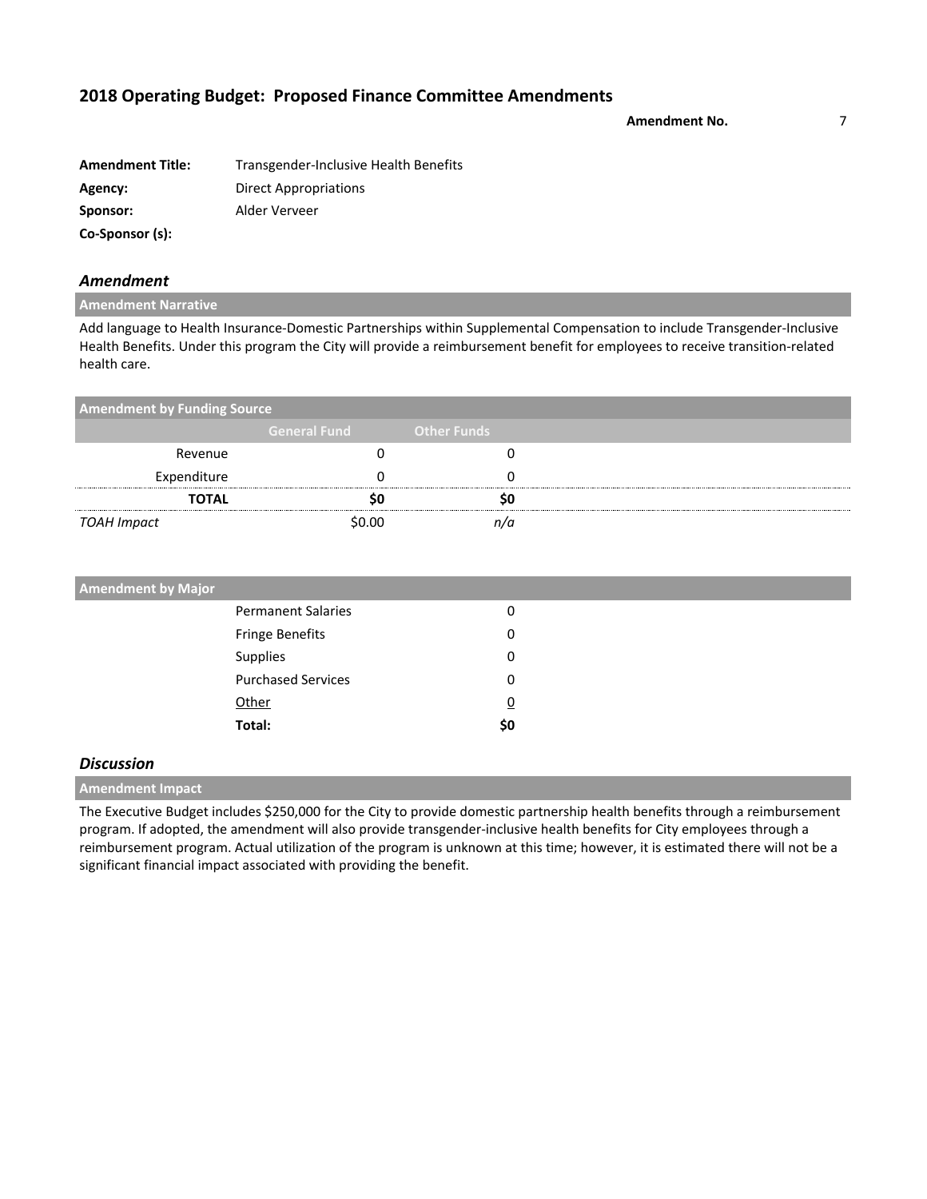## 2018 Operating Budget: Proposed Finance Committee Amendments

**Amendment No.** 7

| | |
|---|---|
| **Amendment Title:** | Transgender-Inclusive Health Benefits |
| **Agency:** | Direct Appropriations |
| **Sponsor:** | Alder Verveer |
| **Co-Sponsor (s):** | |

### *Amendment*

**Amendment Narrative**

Add language to Health Insurance-Domestic Partnerships within Supplemental Compensation to include Transgender-Inclusive Health Benefits. Under this program the City will provide a reimbursement benefit for employees to receive transition-related health care.

**Amendment by Funding Source**

| | General Fund | Other Funds |
|---|---|---|
| Revenue | 0 | 0 |
| Expenditure | 0 | 0 |
| **TOTAL** | **$0** | **$0** |
| *TOAH Impact* | $0.00 | *n/a* |

**Amendment by Major**

| | |
|---|---|
| Permanent Salaries | 0 |
| Fringe Benefits | 0 |
| Supplies | 0 |
| Purchased Services | 0 |
| Other | 0 |
| **Total:** | **$0** |

### *Discussion*

**Amendment Impact**

The Executive Budget includes $250,000 for the City to provide domestic partnership health benefits through a reimbursement program. If adopted, the amendment will also provide transgender-inclusive health benefits for City employees through a reimbursement program. Actual utilization of the program is unknown at this time; however, it is estimated there will not be a significant financial impact associated with providing the benefit.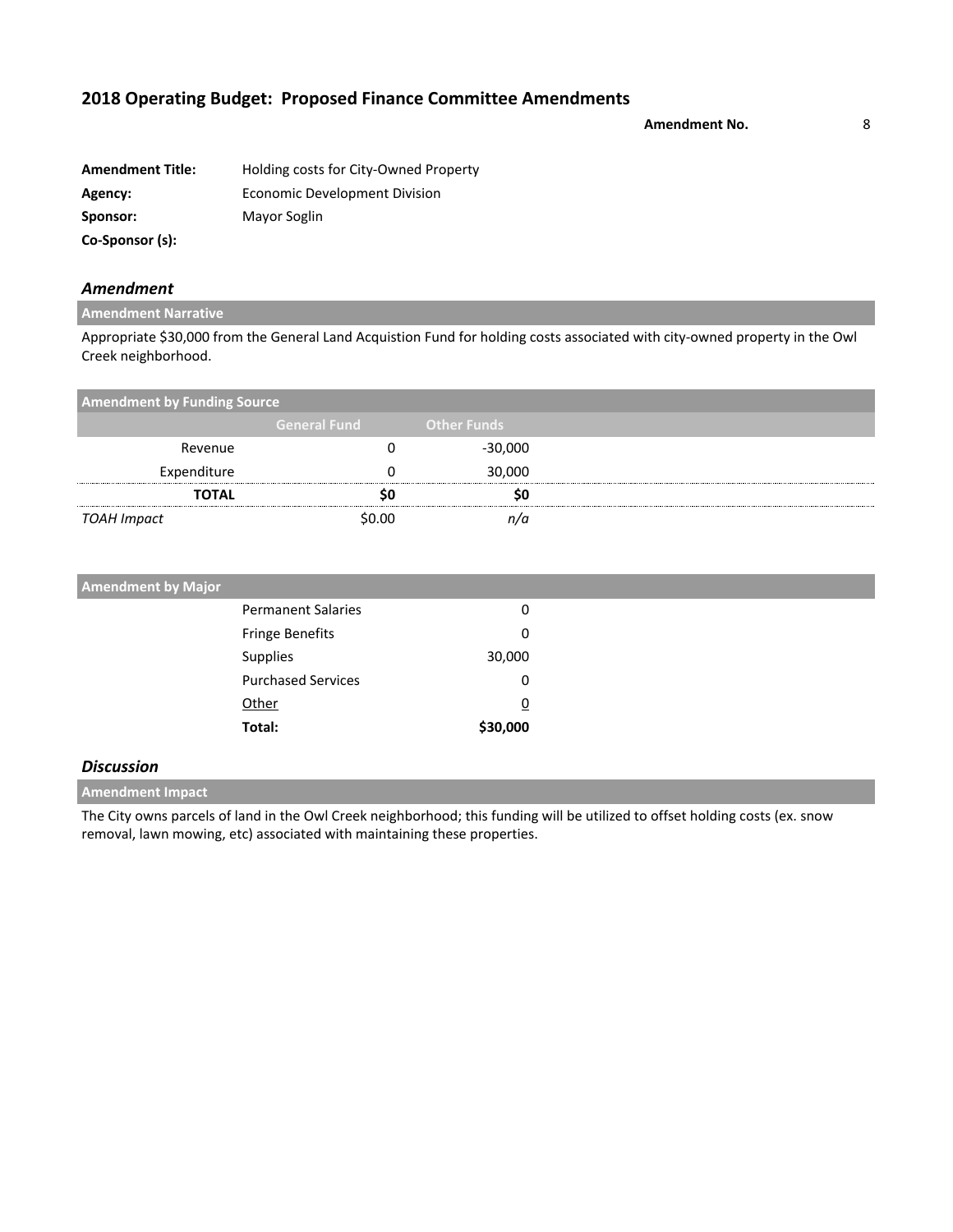## 2018 Operating Budget: Proposed Finance Committee Amendments

**Amendment No.** 8

**Amendment Title:** Holding costs for City-Owned Property
**Agency:** Economic Development Division
**Sponsor:** Mayor Soglin
**Co-Sponsor (s):**

### *Amendment*

**Amendment Narrative**

Appropriate $30,000 from the General Land Acquistion Fund for holding costs associated with city-owned property in the Owl Creek neighborhood.

**Amendment by Funding Source**

| | General Fund | Other Funds |
|---|---|---|
| Revenue | 0 | -30,000 |
| Expenditure | 0 | 30,000 |
| **TOTAL** | **$0** | **$0** |
| *TOAH Impact* | $0.00 | *n/a* |

**Amendment by Major**

| | |
|---|---|
| Permanent Salaries | 0 |
| Fringe Benefits | 0 |
| Supplies | 30,000 |
| Purchased Services | 0 |
| Other | 0 |
| **Total:** | **$30,000** |

### *Discussion*

**Amendment Impact**

The City owns parcels of land in the Owl Creek neighborhood; this funding will be utilized to offset holding costs (ex. snow removal, lawn mowing, etc) associated with maintaining these properties.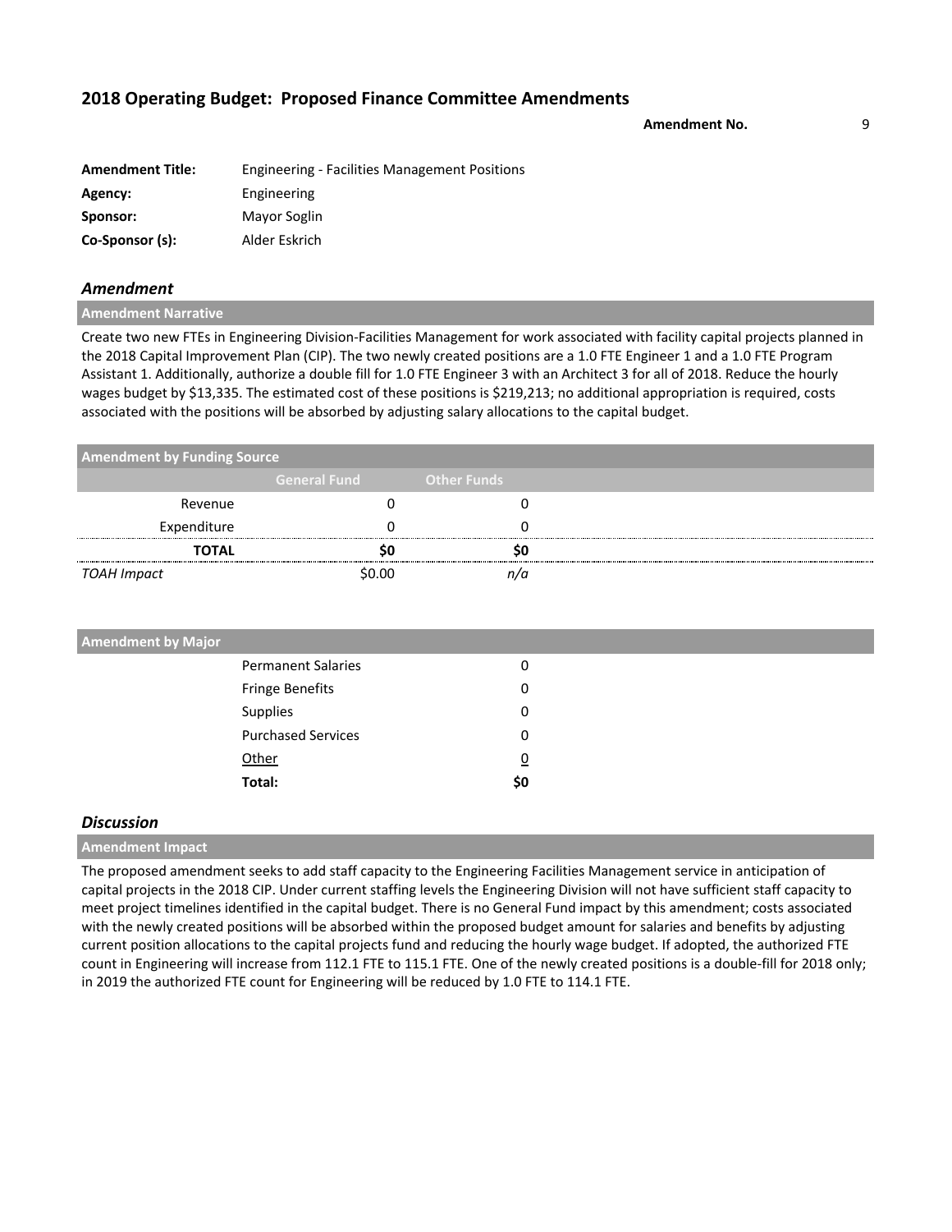## 2018 Operating Budget: Proposed Finance Committee Amendments

**Amendment No.** 9

| | |
|---|---|
| **Amendment Title:** | Engineering - Facilities Management Positions |
| **Agency:** | Engineering |
| **Sponsor:** | Mayor Soglin |
| **Co-Sponsor (s):** | Alder Eskrich |

### *Amendment*

**Amendment Narrative**

Create two new FTEs in Engineering Division-Facilities Management for work associated with facility capital projects planned in the 2018 Capital Improvement Plan (CIP). The two newly created positions are a 1.0 FTE Engineer 1 and a 1.0 FTE Program Assistant 1. Additionally, authorize a double fill for 1.0 FTE Engineer 3 with an Architect 3 for all of 2018. Reduce the hourly wages budget by $13,335. The estimated cost of these positions is $219,213; no additional appropriation is required, costs associated with the positions will be absorbed by adjusting salary allocations to the capital budget.

**Amendment by Funding Source**

| | General Fund | Other Funds |
|---|---|---|
| Revenue | 0 | 0 |
| Expenditure | 0 | 0 |
| **TOTAL** | **$0** | **$0** |
| *TOAH Impact* | $0.00 | *n/a* |

**Amendment by Major**

| | |
|---|---|
| Permanent Salaries | 0 |
| Fringe Benefits | 0 |
| Supplies | 0 |
| Purchased Services | 0 |
| Other | 0 |
| **Total:** | **$0** |

### *Discussion*

**Amendment Impact**

The proposed amendment seeks to add staff capacity to the Engineering Facilities Management service in anticipation of capital projects in the 2018 CIP. Under current staffing levels the Engineering Division will not have sufficient staff capacity to meet project timelines identified in the capital budget. There is no General Fund impact by this amendment; costs associated with the newly created positions will be absorbed within the proposed budget amount for salaries and benefits by adjusting current position allocations to the capital projects fund and reducing the hourly wage budget. If adopted, the authorized FTE count in Engineering will increase from 112.1 FTE to 115.1 FTE. One of the newly created positions is a double-fill for 2018 only; in 2019 the authorized FTE count for Engineering will be reduced by 1.0 FTE to 114.1 FTE.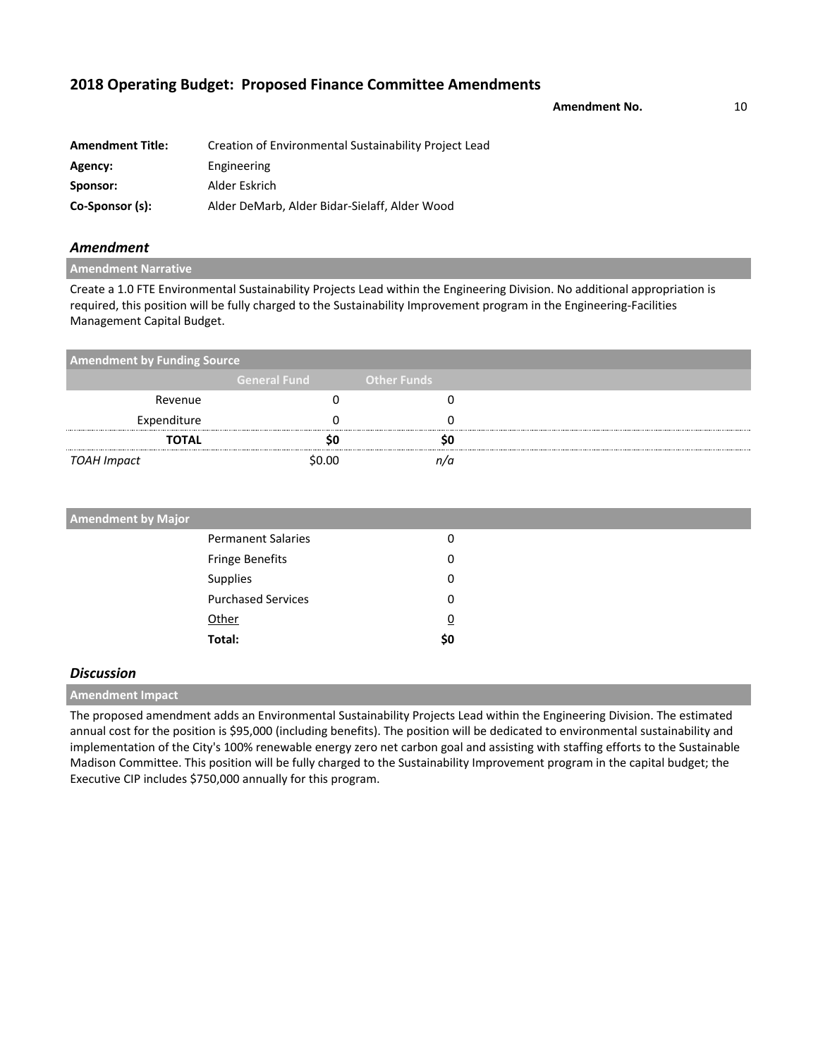## 2018 Operating Budget: Proposed Finance Committee Amendments

**Amendment No.** 10

| | |
|---|---|
| **Amendment Title:** | Creation of Environmental Sustainability Project Lead |
| **Agency:** | Engineering |
| **Sponsor:** | Alder Eskrich |
| **Co-Sponsor (s):** | Alder DeMarb, Alder Bidar-Sielaff, Alder Wood |

### *Amendment*

**Amendment Narrative**

Create a 1.0 FTE Environmental Sustainability Projects Lead within the Engineering Division. No additional appropriation is required, this position will be fully charged to the Sustainability Improvement program in the Engineering-Facilities Management Capital Budget.

**Amendment by Funding Source**

| | General Fund | Other Funds |
|---|---|---|
| Revenue | 0 | 0 |
| Expenditure | 0 | 0 |
| **TOTAL** | **$0** | **$0** |
| *TOAH Impact* | $0.00 | *n/a* |

**Amendment by Major**

| | |
|---|---|
| Permanent Salaries | 0 |
| Fringe Benefits | 0 |
| Supplies | 0 |
| Purchased Services | 0 |
| Other | 0 |
| **Total:** | **$0** |

### *Discussion*

**Amendment Impact**

The proposed amendment adds an Environmental Sustainability Projects Lead within the Engineering Division. The estimated annual cost for the position is $95,000 (including benefits). The position will be dedicated to environmental sustainability and implementation of the City's 100% renewable energy zero net carbon goal and assisting with staffing efforts to the Sustainable Madison Committee. This position will be fully charged to the Sustainability Improvement program in the capital budget; the Executive CIP includes $750,000 annually for this program.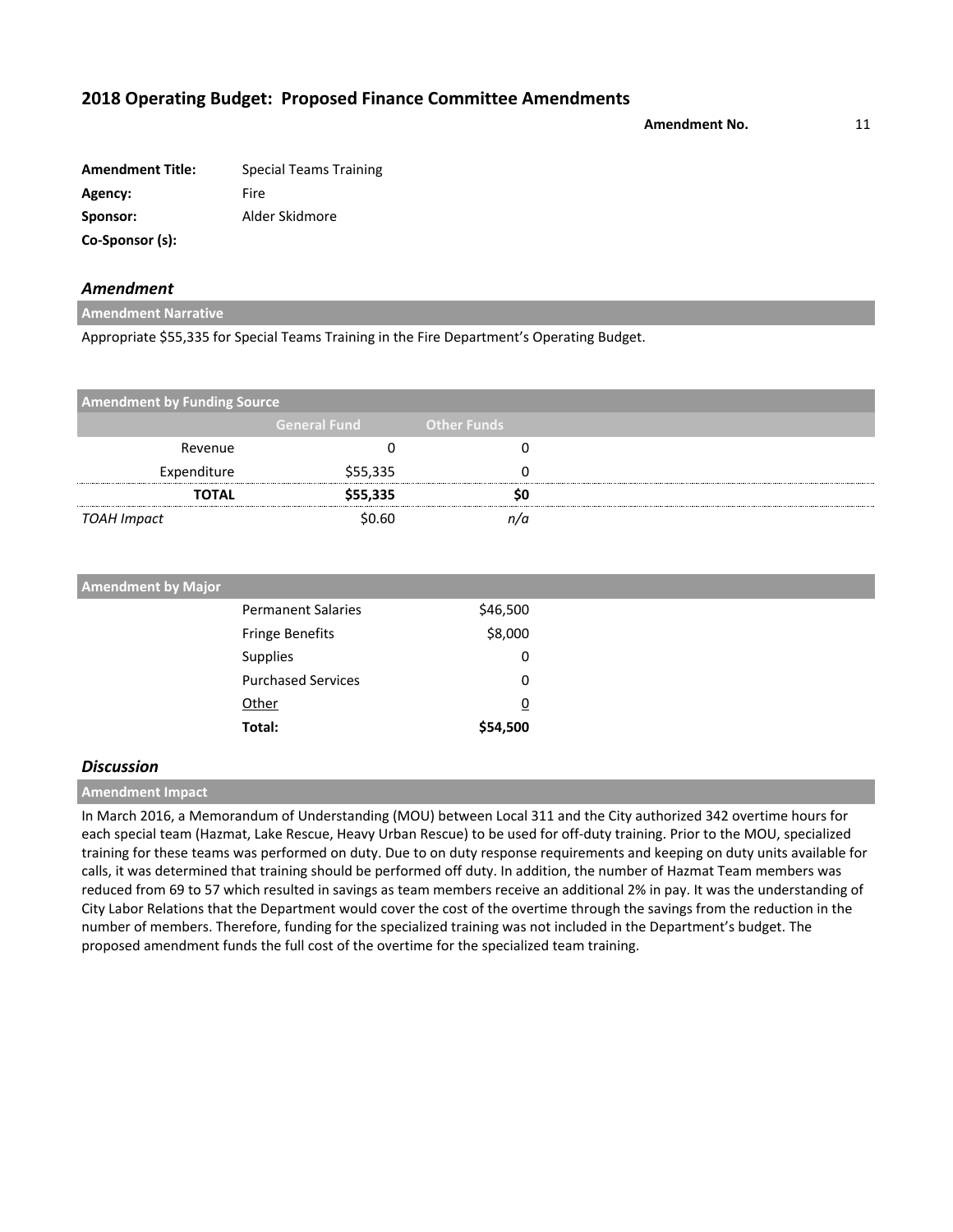## 2018 Operating Budget: Proposed Finance Committee Amendments

**Amendment No.** 11

| | |
|---|---|
| **Amendment Title:** | Special Teams Training |
| **Agency:** | Fire |
| **Sponsor:** | Alder Skidmore |
| **Co-Sponsor (s):** | |

### *Amendment*

**Amendment Narrative**

Appropriate $55,335 for Special Teams Training in the Fire Department's Operating Budget.

**Amendment by Funding Source**

| | General Fund | Other Funds |
|---|---|---|
| Revenue | 0 | 0 |
| Expenditure | $55,335 | 0 |
| **TOTAL** | **$55,335** | **$0** |
| *TOAH Impact* | $0.60 | *n/a* |

**Amendment by Major**

| | |
|---|---|
| Permanent Salaries | $46,500 |
| Fringe Benefits | $8,000 |
| Supplies | 0 |
| Purchased Services | 0 |
| Other | 0 |
| **Total:** | **$54,500** |

### *Discussion*

**Amendment Impact**

In March 2016, a Memorandum of Understanding (MOU) between Local 311 and the City authorized 342 overtime hours for each special team (Hazmat, Lake Rescue, Heavy Urban Rescue) to be used for off-duty training. Prior to the MOU, specialized training for these teams was performed on duty. Due to on duty response requirements and keeping on duty units available for calls, it was determined that training should be performed off duty. In addition, the number of Hazmat Team members was reduced from 69 to 57 which resulted in savings as team members receive an additional 2% in pay. It was the understanding of City Labor Relations that the Department would cover the cost of the overtime through the savings from the reduction in the number of members. Therefore, funding for the specialized training was not included in the Department's budget. The proposed amendment funds the full cost of the overtime for the specialized team training.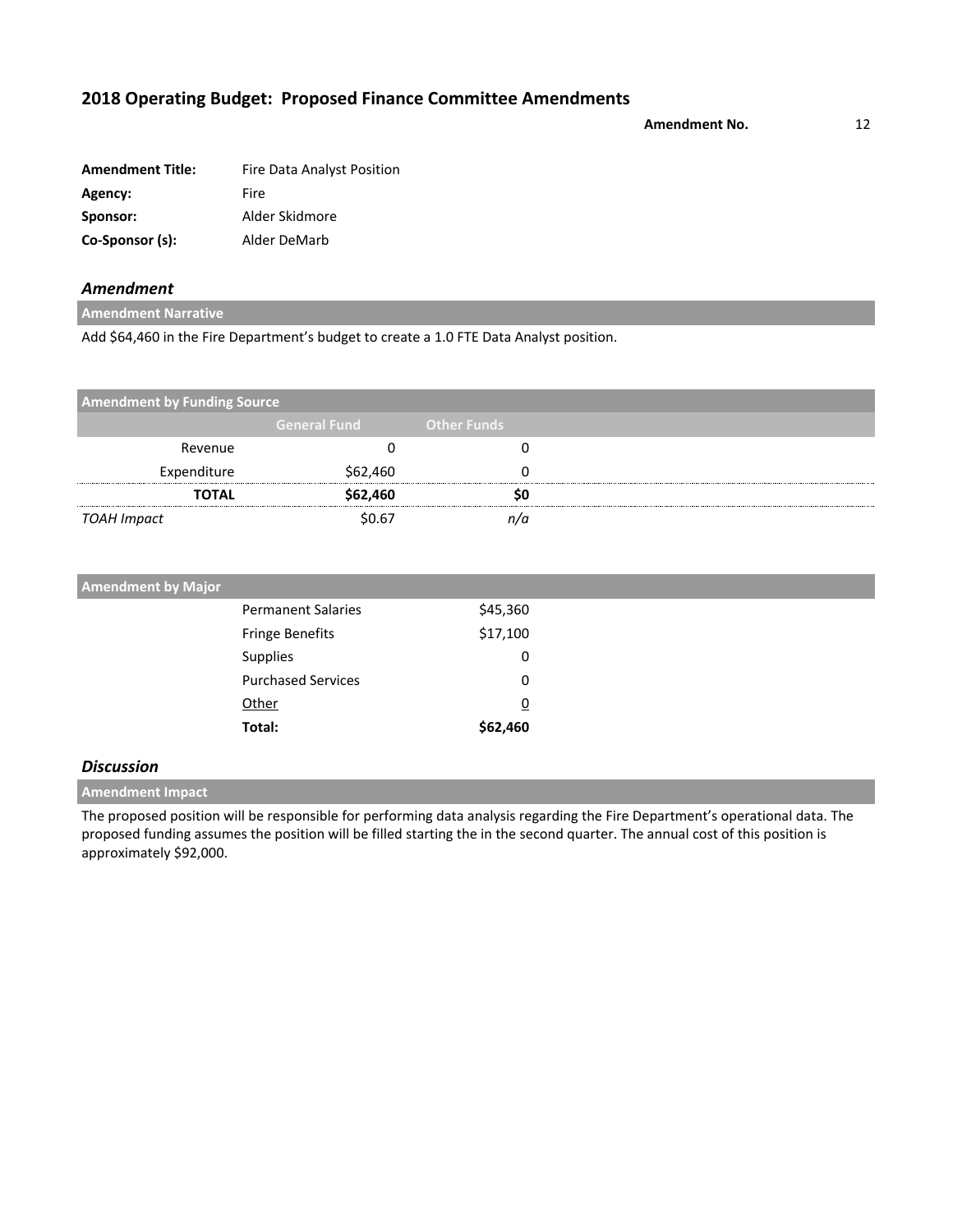## 2018 Operating Budget: Proposed Finance Committee Amendments

**Amendment No.** 12

| | |
|---|---|
| **Amendment Title:** | Fire Data Analyst Position |
| **Agency:** | Fire |
| **Sponsor:** | Alder Skidmore |
| **Co-Sponsor (s):** | Alder DeMarb |

### *Amendment*

**Amendment Narrative**

Add $64,460 in the Fire Department's budget to create a 1.0 FTE Data Analyst position.

**Amendment by Funding Source**

| | General Fund | Other Funds |
|---|---|---|
| Revenue | 0 | 0 |
| Expenditure | $62,460 | 0 |
| **TOTAL** | **$62,460** | **$0** |
| *TOAH Impact* | $0.67 | *n/a* |

**Amendment by Major**

| | |
|---|---|
| Permanent Salaries | $45,360 |
| Fringe Benefits | $17,100 |
| Supplies | 0 |
| Purchased Services | 0 |
| Other | 0 |
| **Total:** | **$62,460** |

### *Discussion*

**Amendment Impact**

The proposed position will be responsible for performing data analysis regarding the Fire Department's operational data. The proposed funding assumes the position will be filled starting the in the second quarter. The annual cost of this position is approximately $92,000.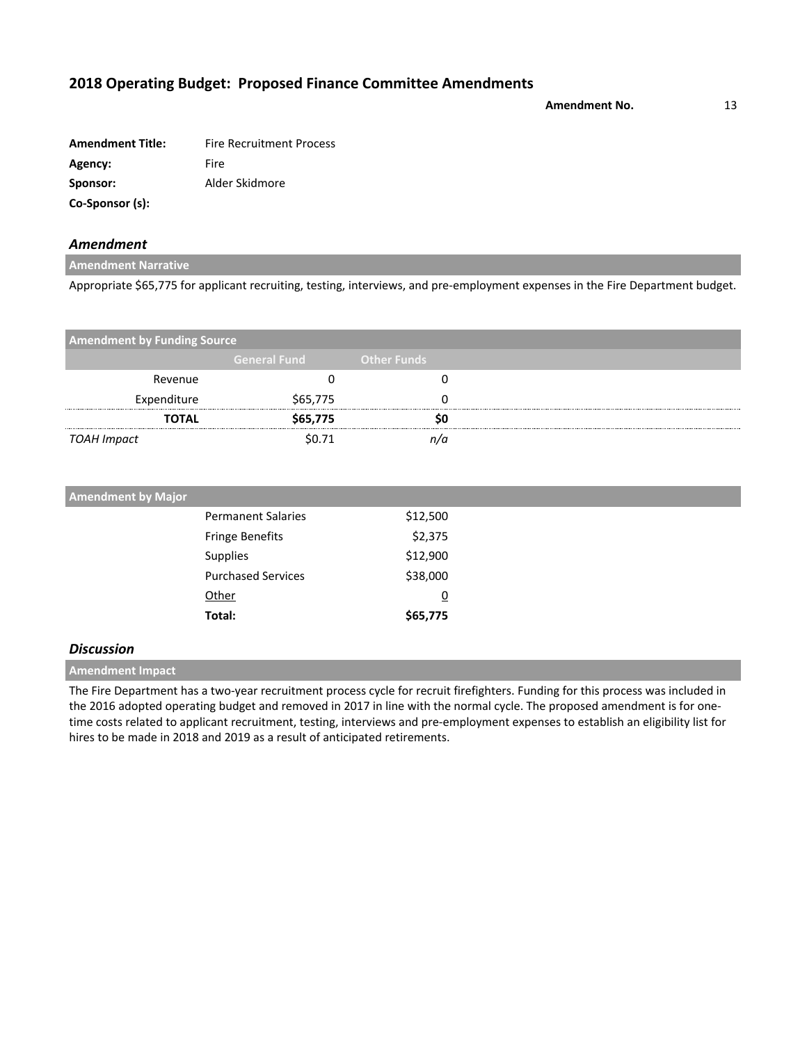## 2018 Operating Budget: Proposed Finance Committee Amendments

**Amendment No.** 13

**Amendment Title:** Fire Recruitment Process
**Agency:** Fire
**Sponsor:** Alder Skidmore
**Co-Sponsor (s):**

### *Amendment*

**Amendment Narrative**

Appropriate $65,775 for applicant recruiting, testing, interviews, and pre-employment expenses in the Fire Department budget.

**Amendment by Funding Source**

| | General Fund | Other Funds |
|---|---|---|
| Revenue | 0 | 0 |
| Expenditure | $65,775 | 0 |
| **TOTAL** | **$65,775** | **$0** |
| *TOAH Impact* | $0.71 | *n/a* |

**Amendment by Major**

| | |
|---|---|
| Permanent Salaries | $12,500 |
| Fringe Benefits | $2,375 |
| Supplies | $12,900 |
| Purchased Services | $38,000 |
| Other | 0 |
| **Total:** | **$65,775** |

### *Discussion*

**Amendment Impact**

The Fire Department has a two-year recruitment process cycle for recruit firefighters. Funding for this process was included in the 2016 adopted operating budget and removed in 2017 in line with the normal cycle. The proposed amendment is for one-time costs related to applicant recruitment, testing, interviews and pre-employment expenses to establish an eligibility list for hires to be made in 2018 and 2019 as a result of anticipated retirements.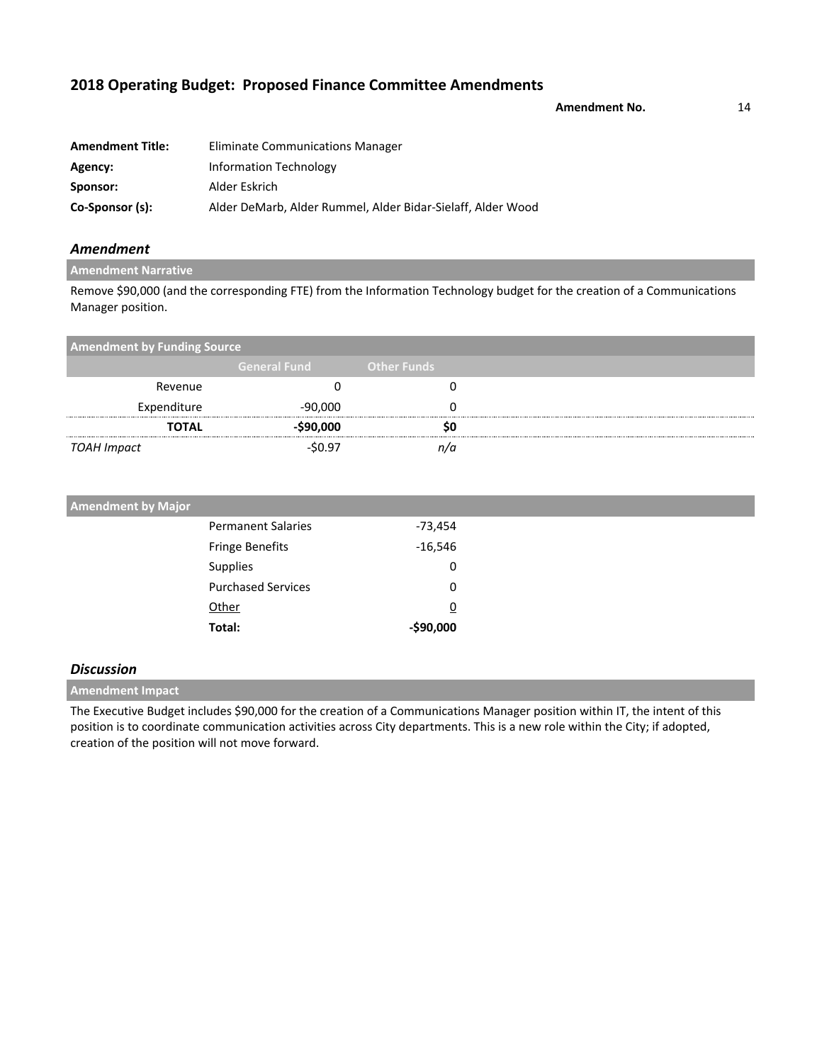## 2018 Operating Budget: Proposed Finance Committee Amendments

**Amendment No.** 14

**Amendment Title:** Eliminate Communications Manager
**Agency:** Information Technology
**Sponsor:** Alder Eskrich
**Co-Sponsor (s):** Alder DeMarb, Alder Rummel, Alder Bidar-Sielaff, Alder Wood

### *Amendment*

**Amendment Narrative**

Remove $90,000 (and the corresponding FTE) from the Information Technology budget for the creation of a Communications Manager position.

**Amendment by Funding Source**

| | General Fund | Other Funds |
|---|---|---|
| Revenue | 0 | 0 |
| Expenditure | -90,000 | 0 |
| **TOTAL** | **-$90,000** | **$0** |
| *TOAH Impact* | -$0.97 | *n/a* |

**Amendment by Major**

| | |
|---|---|
| Permanent Salaries | -73,454 |
| Fringe Benefits | -16,546 |
| Supplies | 0 |
| Purchased Services | 0 |
| Other | 0 |
| **Total:** | **-$90,000** |

### *Discussion*

**Amendment Impact**

The Executive Budget includes $90,000 for the creation of a Communications Manager position within IT, the intent of this position is to coordinate communication activities across City departments. This is a new role within the City; if adopted, creation of the position will not move forward.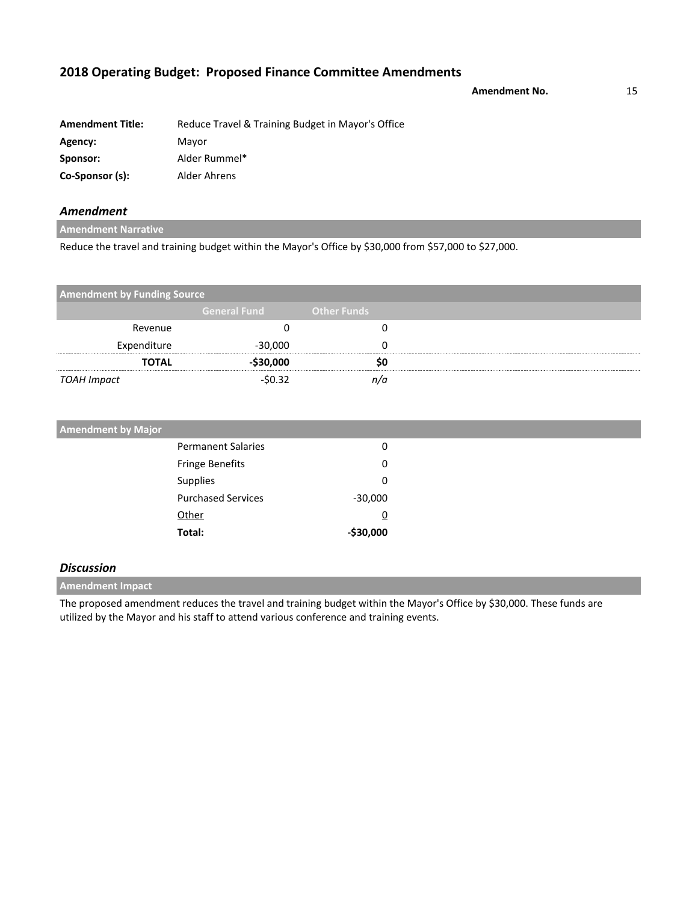## 2018 Operating Budget: Proposed Finance Committee Amendments

**Amendment No.** 15

**Amendment Title:** Reduce Travel & Training Budget in Mayor's Office
**Agency:** Mayor
**Sponsor:** Alder Rummel*
**Co-Sponsor (s):** Alder Ahrens

### *Amendment*

**Amendment Narrative**

Reduce the travel and training budget within the Mayor's Office by $30,000 from $57,000 to $27,000.

**Amendment by Funding Source**

| | General Fund | Other Funds |
|---|---|---|
| Revenue | 0 | 0 |
| Expenditure | -30,000 | 0 |
| **TOTAL** | **-$30,000** | **$0** |
| *TOAH Impact* | -$0.32 | *n/a* |

**Amendment by Major**

| | |
|---|---|
| Permanent Salaries | 0 |
| Fringe Benefits | 0 |
| Supplies | 0 |
| Purchased Services | -30,000 |
| Other | 0 |
| **Total:** | **-$30,000** |

### *Discussion*

**Amendment Impact**

The proposed amendment reduces the travel and training budget within the Mayor's Office by $30,000. These funds are utilized by the Mayor and his staff to attend various conference and training events.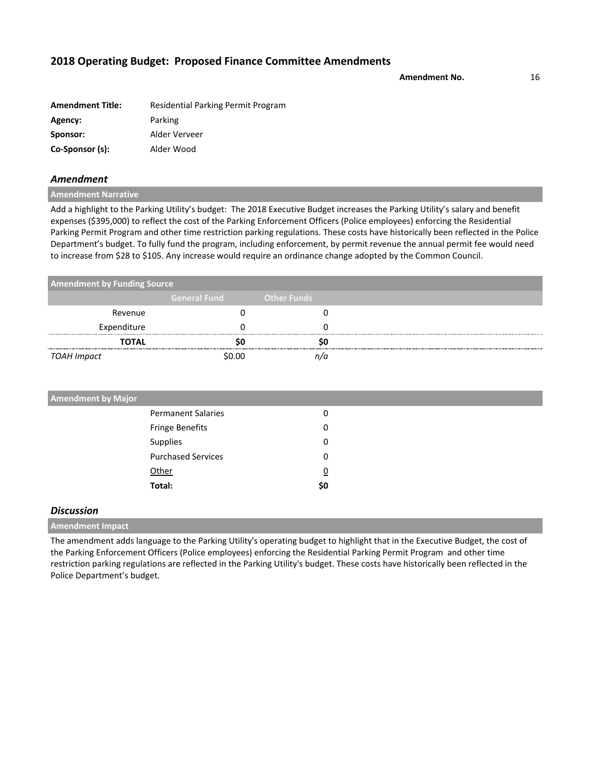## 2018 Operating Budget: Proposed Finance Committee Amendments

**Amendment No.** 16

| | |
|---|---|
| **Amendment Title:** | Residential Parking Permit Program |
| **Agency:** | Parking |
| **Sponsor:** | Alder Verveer |
| **Co-Sponsor (s):** | Alder Wood |

### *Amendment*

**Amendment Narrative**

Add a highlight to the Parking Utility's budget: The 2018 Executive Budget increases the Parking Utility's salary and benefit expenses ($395,000) to reflect the cost of the Parking Enforcement Officers (Police employees) enforcing the Residential Parking Permit Program and other time restriction parking regulations. These costs have historically been reflected in the Police Department's budget. To fully fund the program, including enforcement, by permit revenue the annual permit fee would need to increase from $28 to $105. Any increase would require an ordinance change adopted by the Common Council.

**Amendment by Funding Source**

| | General Fund | Other Funds |
|---|---|---|
| Revenue | 0 | 0 |
| Expenditure | 0 | 0 |
| **TOTAL** | **$0** | **$0** |
| *TOAH Impact* | $0.00 | *n/a* |

**Amendment by Major**

| | |
|---|---|
| Permanent Salaries | 0 |
| Fringe Benefits | 0 |
| Supplies | 0 |
| Purchased Services | 0 |
| Other | 0 |
| **Total:** | **$0** |

### *Discussion*

**Amendment Impact**

The amendment adds language to the Parking Utility's operating budget to highlight that in the Executive Budget, the cost of the Parking Enforcement Officers (Police employees) enforcing the Residential Parking Permit Program and other time restriction parking regulations are reflected in the Parking Utility's budget. These costs have historically been reflected in the Police Department's budget.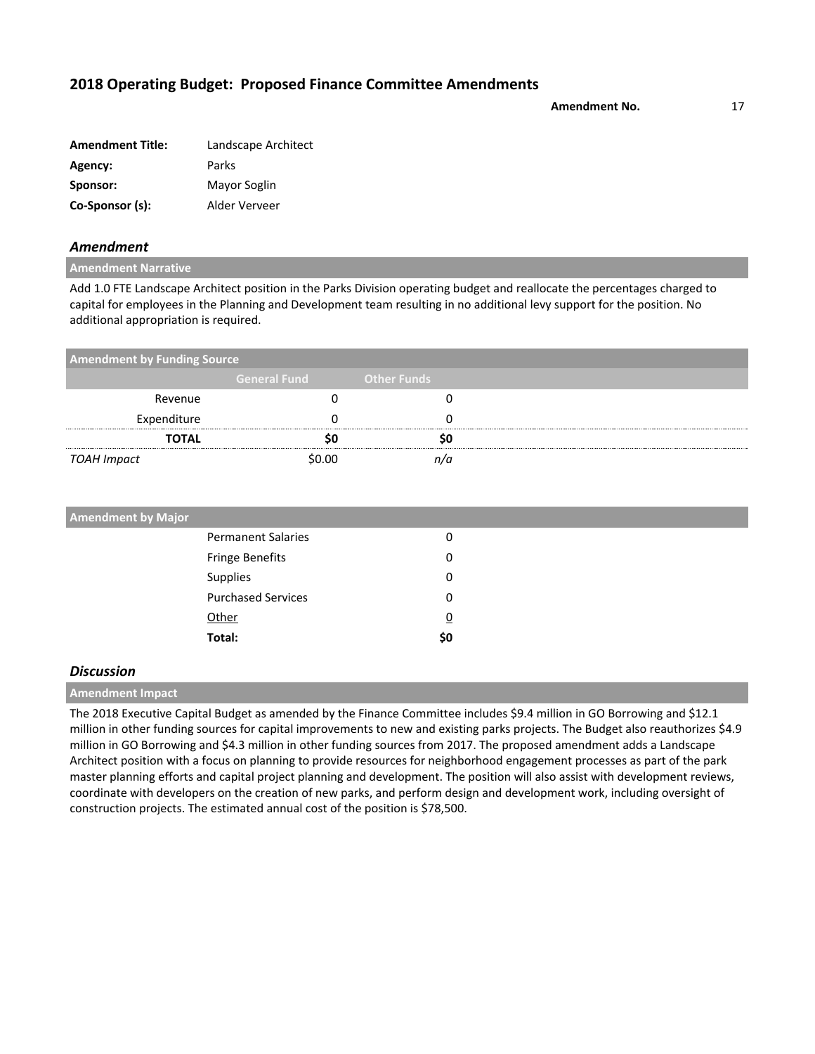# 2018 Operating Budget: Proposed Finance Committee Amendments

**Amendment No.** 17

| | |
|---|---|
| **Amendment Title:** | Landscape Architect |
| **Agency:** | Parks |
| **Sponsor:** | Mayor Soglin |
| **Co-Sponsor (s):** | Alder Verveer |

## *Amendment*

### Amendment Narrative

Add 1.0 FTE Landscape Architect position in the Parks Division operating budget and reallocate the percentages charged to capital for employees in the Planning and Development team resulting in no additional levy support for the position. No additional appropriation is required.

### Amendment by Funding Source

| | General Fund | Other Funds |
|---|---|---|
| Revenue | 0 | 0 |
| Expenditure | 0 | 0 |
| **TOTAL** | **$0** | **$0** |
| *TOAH Impact* | $0.00 | *n/a* |

### Amendment by Major

| | |
|---|---|
| Permanent Salaries | 0 |
| Fringe Benefits | 0 |
| Supplies | 0 |
| Purchased Services | 0 |
| Other | 0 |
| **Total:** | **$0** |

## *Discussion*

### Amendment Impact

The 2018 Executive Capital Budget as amended by the Finance Committee includes $9.4 million in GO Borrowing and $12.1 million in other funding sources for capital improvements to new and existing parks projects. The Budget also reauthorizes $4.9 million in GO Borrowing and $4.3 million in other funding sources from 2017. The proposed amendment adds a Landscape Architect position with a focus on planning to provide resources for neighborhood engagement processes as part of the park master planning efforts and capital project planning and development. The position will also assist with development reviews, coordinate with developers on the creation of new parks, and perform design and development work, including oversight of construction projects. The estimated annual cost of the position is $78,500.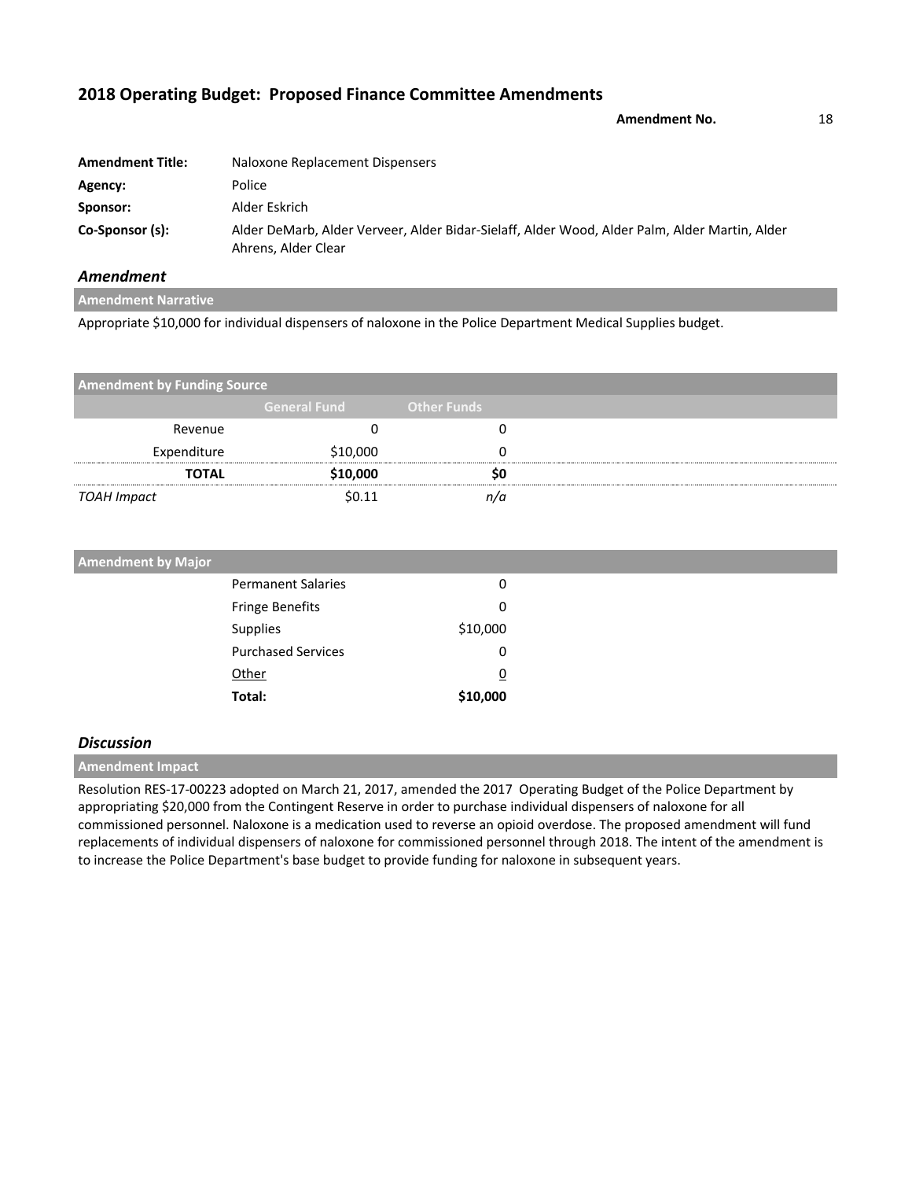## 2018 Operating Budget: Proposed Finance Committee Amendments

**Amendment No.** 18

| | |
|---|---|
| **Amendment Title:** | Naloxone Replacement Dispensers |
| **Agency:** | Police |
| **Sponsor:** | Alder Eskrich |
| **Co-Sponsor (s):** | Alder DeMarb, Alder Verveer, Alder Bidar-Sielaff, Alder Wood, Alder Palm, Alder Martin, Alder Ahrens, Alder Clear |

### *Amendment*

**Amendment Narrative**

Appropriate $10,000 for individual dispensers of naloxone in the Police Department Medical Supplies budget.

**Amendment by Funding Source**

| | General Fund | Other Funds |
|---|---|---|
| Revenue | 0 | 0 |
| Expenditure | $10,000 | 0 |
| **TOTAL** | **$10,000** | **$0** |
| *TOAH Impact* | $0.11 | *n/a* |

**Amendment by Major**

| | |
|---|---|
| Permanent Salaries | 0 |
| Fringe Benefits | 0 |
| Supplies | $10,000 |
| Purchased Services | 0 |
| Other | 0 |
| **Total:** | **$10,000** |

### *Discussion*

**Amendment Impact**

Resolution RES-17-00223 adopted on March 21, 2017, amended the 2017 Operating Budget of the Police Department by appropriating $20,000 from the Contingent Reserve in order to purchase individual dispensers of naloxone for all commissioned personnel. Naloxone is a medication used to reverse an opioid overdose. The proposed amendment will fund replacements of individual dispensers of naloxone for commissioned personnel through 2018. The intent of the amendment is to increase the Police Department's base budget to provide funding for naloxone in subsequent years.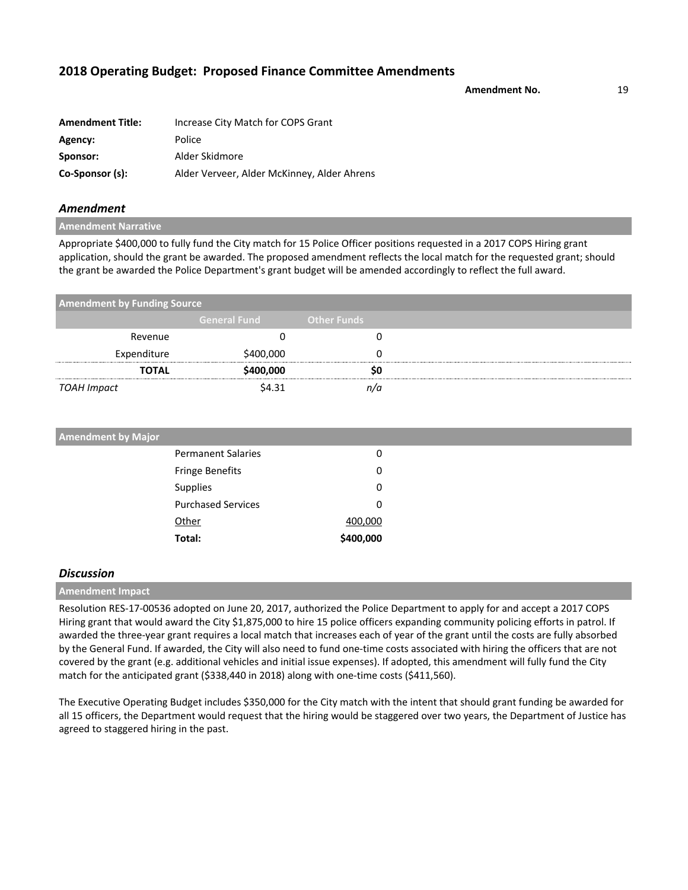## 2018 Operating Budget: Proposed Finance Committee Amendments

**Amendment No.** 19

| | |
|---|---|
| **Amendment Title:** | Increase City Match for COPS Grant |
| **Agency:** | Police |
| **Sponsor:** | Alder Skidmore |
| **Co-Sponsor (s):** | Alder Verveer, Alder McKinney, Alder Ahrens |

### *Amendment*

**Amendment Narrative**

Appropriate $400,000 to fully fund the City match for 15 Police Officer positions requested in a 2017 COPS Hiring grant application, should the grant be awarded. The proposed amendment reflects the local match for the requested grant; should the grant be awarded the Police Department's grant budget will be amended accordingly to reflect the full award.

**Amendment by Funding Source**

| | General Fund | Other Funds |
|---|---|---|
| Revenue | 0 | 0 |
| Expenditure | $400,000 | 0 |
| **TOTAL** | **$400,000** | **$0** |
| *TOAH Impact* | $4.31 | *n/a* |

**Amendment by Major**

| | |
|---|---|
| Permanent Salaries | 0 |
| Fringe Benefits | 0 |
| Supplies | 0 |
| Purchased Services | 0 |
| Other | 400,000 |
| **Total:** | **$400,000** |

### *Discussion*

**Amendment Impact**

Resolution RES-17-00536 adopted on June 20, 2017, authorized the Police Department to apply for and accept a 2017 COPS Hiring grant that would award the City $1,875,000 to hire 15 police officers expanding community policing efforts in patrol. If awarded the three-year grant requires a local match that increases each of year of the grant until the costs are fully absorbed by the General Fund. If awarded, the City will also need to fund one-time costs associated with hiring the officers that are not covered by the grant (e.g. additional vehicles and initial issue expenses). If adopted, this amendment will fully fund the City match for the anticipated grant ($338,440 in 2018) along with one-time costs ($411,560).

The Executive Operating Budget includes $350,000 for the City match with the intent that should grant funding be awarded for all 15 officers, the Department would request that the hiring would be staggered over two years, the Department of Justice has agreed to staggered hiring in the past.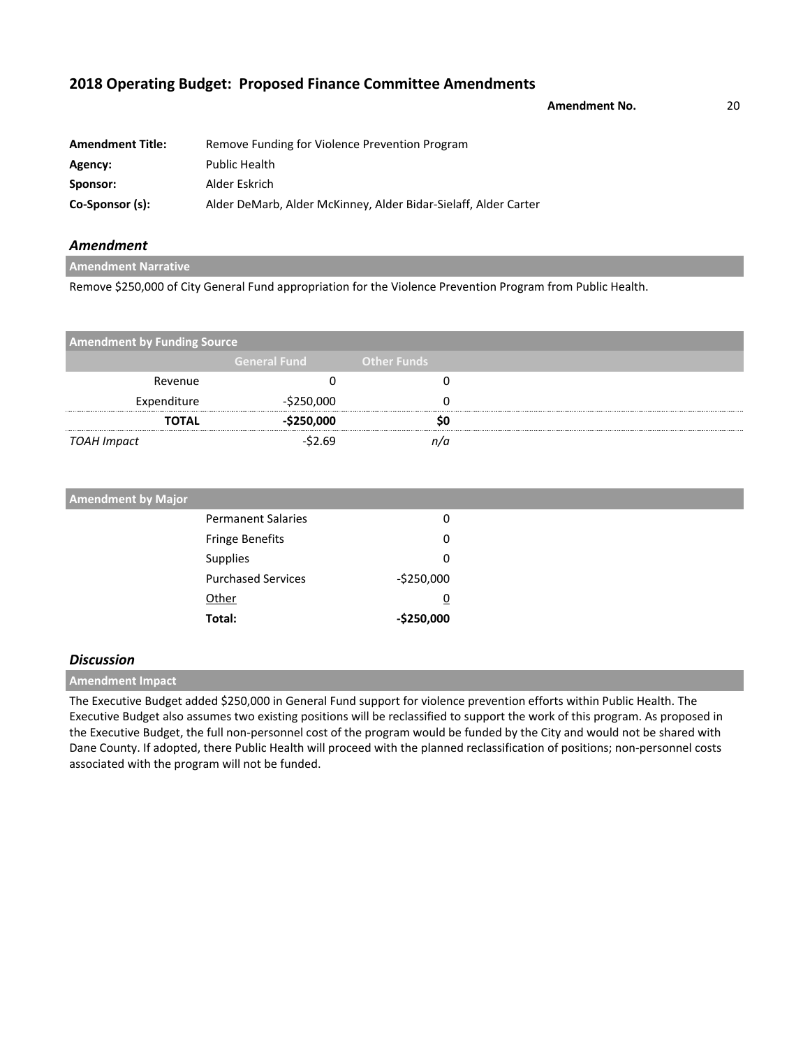## 2018 Operating Budget: Proposed Finance Committee Amendments

**Amendment No.** 20

| | |
|---|---|
| **Amendment Title:** | Remove Funding for Violence Prevention Program |
| **Agency:** | Public Health |
| **Sponsor:** | Alder Eskrich |
| **Co-Sponsor (s):** | Alder DeMarb, Alder McKinney, Alder Bidar-Sielaff, Alder Carter |

### *Amendment*

**Amendment Narrative**

Remove $250,000 of City General Fund appropriation for the Violence Prevention Program from Public Health.

**Amendment by Funding Source**

| | General Fund | Other Funds |
|---|---|---|
| Revenue | 0 | 0 |
| Expenditure | -$250,000 | 0 |
| **TOTAL** | **-$250,000** | **$0** |
| *TOAH Impact* | -$2.69 | *n/a* |

**Amendment by Major**

| | |
|---|---|
| Permanent Salaries | 0 |
| Fringe Benefits | 0 |
| Supplies | 0 |
| Purchased Services | -$250,000 |
| Other | 0 |
| **Total:** | **-$250,000** |

### *Discussion*

**Amendment Impact**

The Executive Budget added $250,000 in General Fund support for violence prevention efforts within Public Health. The Executive Budget also assumes two existing positions will be reclassified to support the work of this program. As proposed in the Executive Budget, the full non-personnel cost of the program would be funded by the City and would not be shared with Dane County. If adopted, there Public Health will proceed with the planned reclassification of positions; non-personnel costs associated with the program will not be funded.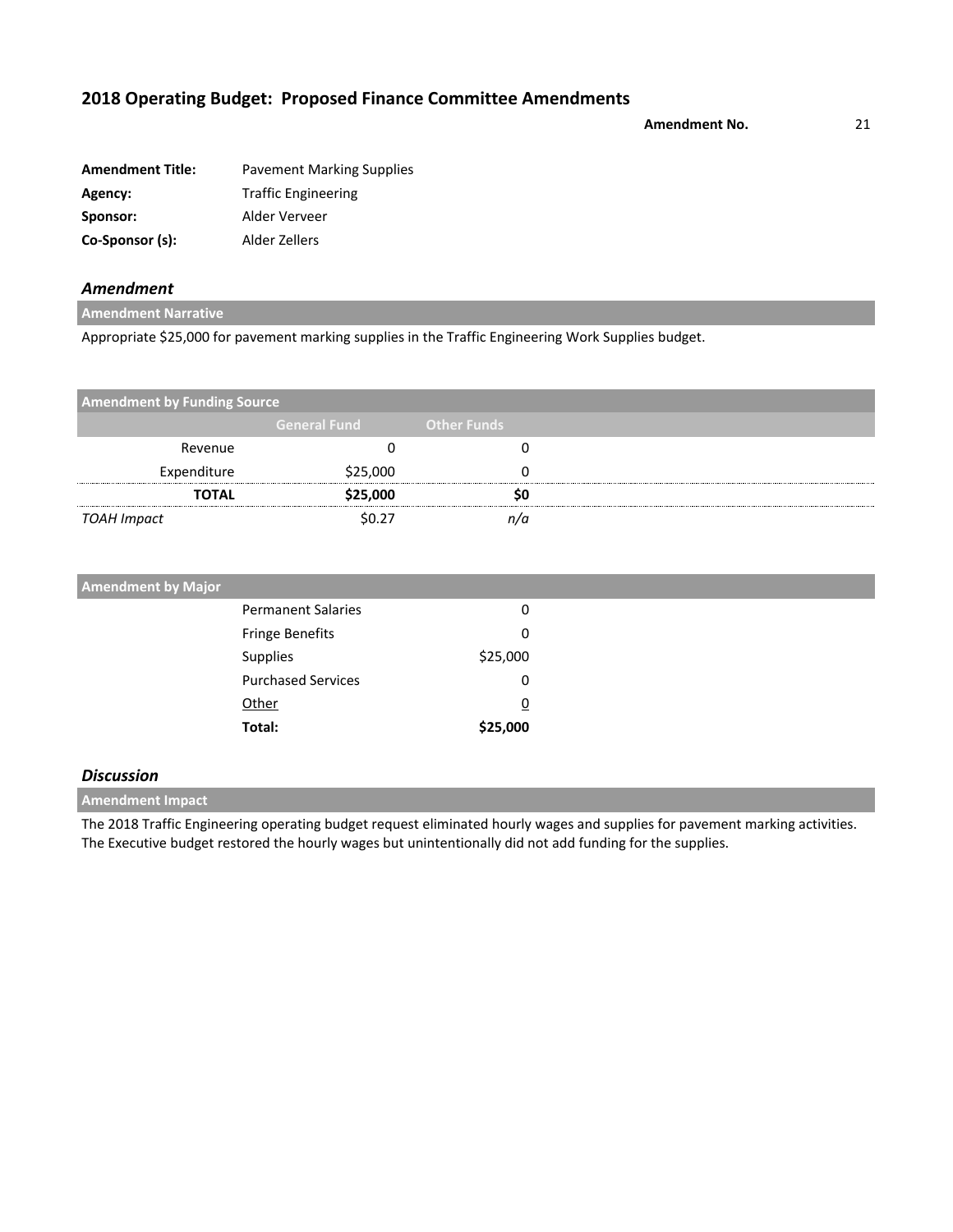## 2018 Operating Budget: Proposed Finance Committee Amendments

**Amendment No.** 21

| | |
|---|---|
| **Amendment Title:** | Pavement Marking Supplies |
| **Agency:** | Traffic Engineering |
| **Sponsor:** | Alder Verveer |
| **Co-Sponsor (s):** | Alder Zellers |

### *Amendment*

**Amendment Narrative**

Appropriate $25,000 for pavement marking supplies in the Traffic Engineering Work Supplies budget.

**Amendment by Funding Source**

| | General Fund | Other Funds |
|---|---|---|
| Revenue | 0 | 0 |
| Expenditure | $25,000 | 0 |
| **TOTAL** | **$25,000** | **$0** |
| *TOAH Impact* | $0.27 | *n/a* |

**Amendment by Major**

| | |
|---|---|
| Permanent Salaries | 0 |
| Fringe Benefits | 0 |
| Supplies | $25,000 |
| Purchased Services | 0 |
| Other | 0 |
| **Total:** | **$25,000** |

### *Discussion*

**Amendment Impact**

The 2018 Traffic Engineering operating budget request eliminated hourly wages and supplies for pavement marking activities. The Executive budget restored the hourly wages but unintentionally did not add funding for the supplies.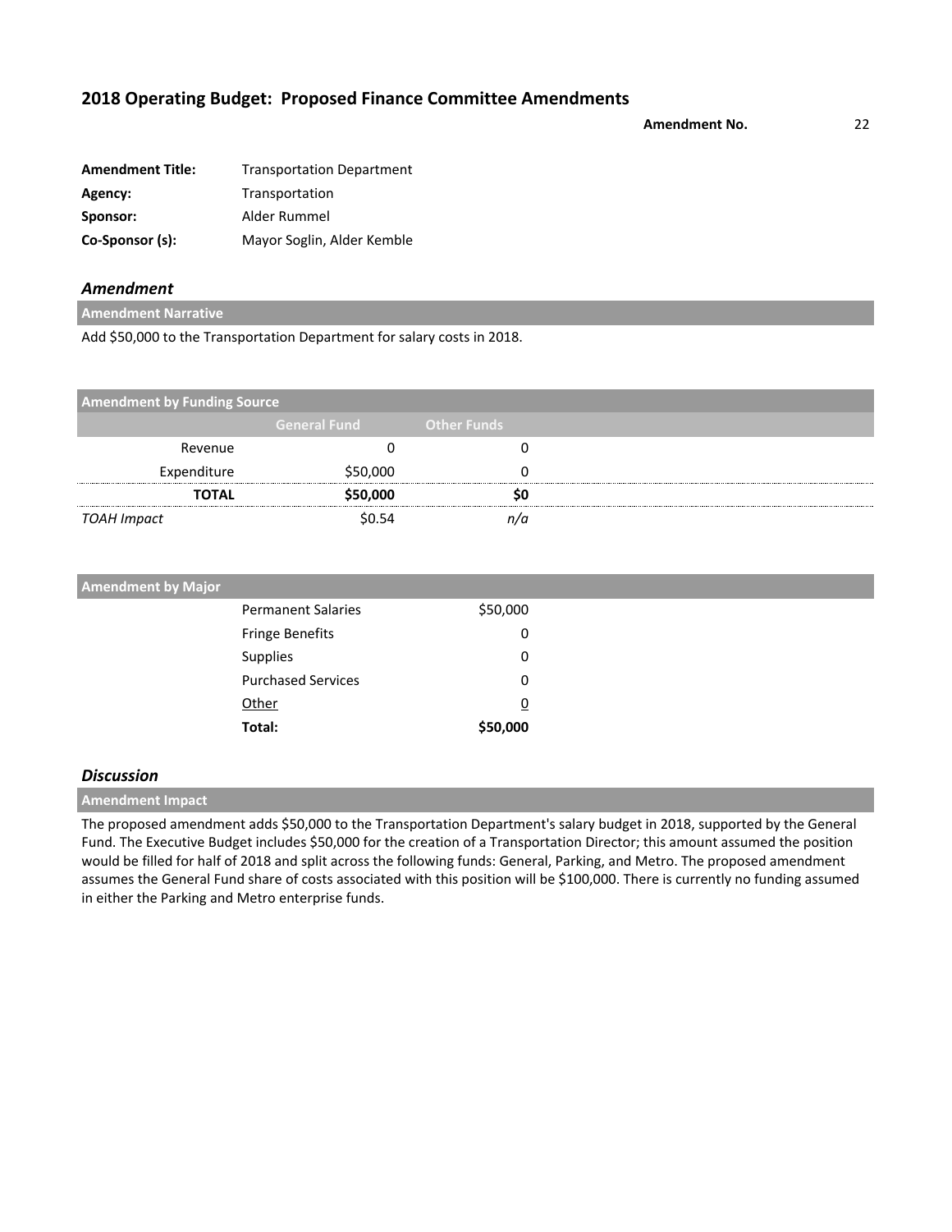## 2018 Operating Budget: Proposed Finance Committee Amendments

**Amendment No.** 22

| | |
|---|---|
| **Amendment Title:** | Transportation Department |
| **Agency:** | Transportation |
| **Sponsor:** | Alder Rummel |
| **Co-Sponsor (s):** | Mayor Soglin, Alder Kemble |

### *Amendment*

**Amendment Narrative**

Add $50,000 to the Transportation Department for salary costs in 2018.

**Amendment by Funding Source**

| | General Fund | Other Funds |
|---|---|---|
| Revenue | 0 | 0 |
| Expenditure | $50,000 | 0 |
| **TOTAL** | **$50,000** | **$0** |
| *TOAH Impact* | $0.54 | *n/a* |

**Amendment by Major**

| | |
|---|---|
| Permanent Salaries | $50,000 |
| Fringe Benefits | 0 |
| Supplies | 0 |
| Purchased Services | 0 |
| Other | 0 |
| **Total:** | **$50,000** |

### *Discussion*

**Amendment Impact**

The proposed amendment adds $50,000 to the Transportation Department's salary budget in 2018, supported by the General Fund. The Executive Budget includes $50,000 for the creation of a Transportation Director; this amount assumed the position would be filled for half of 2018 and split across the following funds: General, Parking, and Metro. The proposed amendment assumes the General Fund share of costs associated with this position will be $100,000. There is currently no funding assumed in either the Parking and Metro enterprise funds.